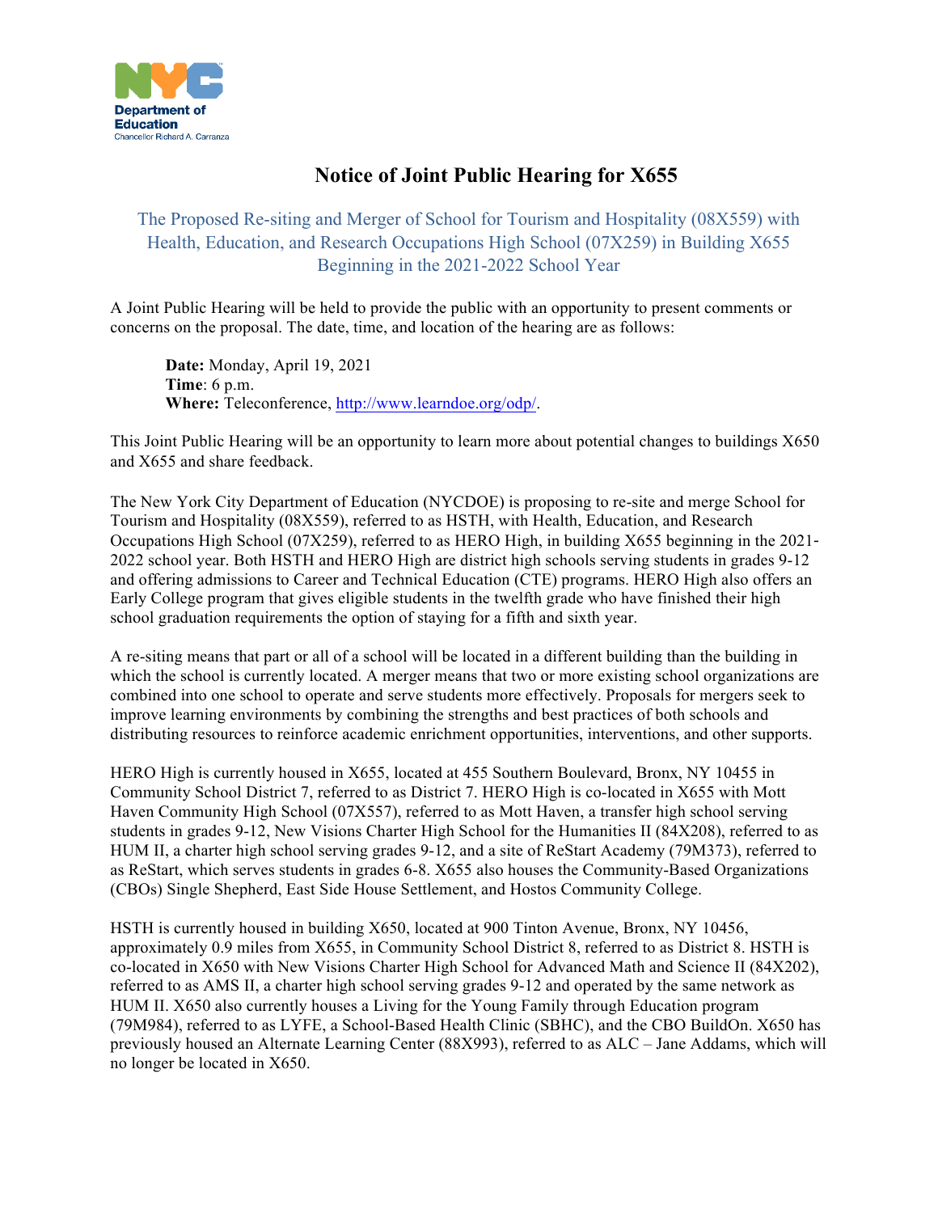# Notice of Joint Public Hearing for X655

## The Proposed Re-siting and Merger of School for Tourism and Hospitality (08X559) with Health, Education, and Research Occupations High School (07X259) in Building X655 Beginning in the 2021-2022 School Year

A Joint Public Hearing will be held to provide the public with an opportunity to present comments or concerns on the proposal. The date, time, and location of the hearing are as follows:

**Date:** Monday, April 19, 2021
**Time**: 6 p.m.
**Where:** Teleconference, http://www.learndoe.org/odp/.

This Joint Public Hearing will be an opportunity to learn more about potential changes to buildings X650 and X655 and share feedback.

The New York City Department of Education (NYCDOE) is proposing to re-site and merge School for Tourism and Hospitality (08X559), referred to as HSTH, with Health, Education, and Research Occupations High School (07X259), referred to as HERO High, in building X655 beginning in the 2021-2022 school year. Both HSTH and HERO High are district high schools serving students in grades 9-12 and offering admissions to Career and Technical Education (CTE) programs. HERO High also offers an Early College program that gives eligible students in the twelfth grade who have finished their high school graduation requirements the option of staying for a fifth and sixth year.

A re-siting means that part or all of a school will be located in a different building than the building in which the school is currently located. A merger means that two or more existing school organizations are combined into one school to operate and serve students more effectively. Proposals for mergers seek to improve learning environments by combining the strengths and best practices of both schools and distributing resources to reinforce academic enrichment opportunities, interventions, and other supports.

HERO High is currently housed in X655, located at 455 Southern Boulevard, Bronx, NY 10455 in Community School District 7, referred to as District 7. HERO High is co-located in X655 with Mott Haven Community High School (07X557), referred to as Mott Haven, a transfer high school serving students in grades 9-12, New Visions Charter High School for the Humanities II (84X208), referred to as HUM II, a charter high school serving grades 9-12, and a site of ReStart Academy (79M373), referred to as ReStart, which serves students in grades 6-8. X655 also houses the Community-Based Organizations (CBOs) Single Shepherd, East Side House Settlement, and Hostos Community College.

HSTH is currently housed in building X650, located at 900 Tinton Avenue, Bronx, NY 10456, approximately 0.9 miles from X655, in Community School District 8, referred to as District 8. HSTH is co-located in X650 with New Visions Charter High School for Advanced Math and Science II (84X202), referred to as AMS II, a charter high school serving grades 9-12 and operated by the same network as HUM II. X650 also currently houses a Living for the Young Family through Education program (79M984), referred to as LYFE, a School-Based Health Clinic (SBHC), and the CBO BuildOn. X650 has previously housed an Alternate Learning Center (88X993), referred to as ALC – Jane Addams, which will no longer be located in X650.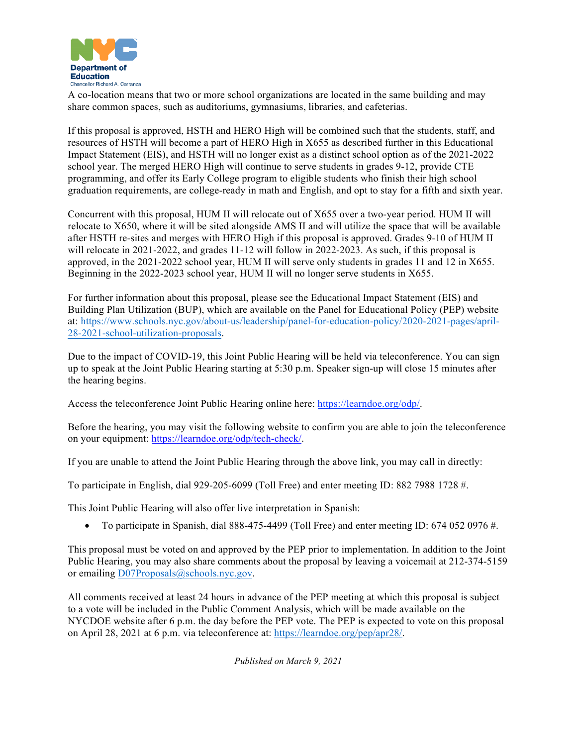A co-location means that two or more school organizations are located in the same building and may share common spaces, such as auditoriums, gymnasiums, libraries, and cafeterias.

If this proposal is approved, HSTH and HERO High will be combined such that the students, staff, and resources of HSTH will become a part of HERO High in X655 as described further in this Educational Impact Statement (EIS), and HSTH will no longer exist as a distinct school option as of the 2021-2022 school year. The merged HERO High will continue to serve students in grades 9-12, provide CTE programming, and offer its Early College program to eligible students who finish their high school graduation requirements, are college-ready in math and English, and opt to stay for a fifth and sixth year.

Concurrent with this proposal, HUM II will relocate out of X655 over a two-year period. HUM II will relocate to X650, where it will be sited alongside AMS II and will utilize the space that will be available after HSTH re-sites and merges with HERO High if this proposal is approved. Grades 9-10 of HUM II will relocate in 2021-2022, and grades 11-12 will follow in 2022-2023. As such, if this proposal is approved, in the 2021-2022 school year, HUM II will serve only students in grades 11 and 12 in X655. Beginning in the 2022-2023 school year, HUM II will no longer serve students in X655.

For further information about this proposal, please see the Educational Impact Statement (EIS) and Building Plan Utilization (BUP), which are available on the Panel for Educational Policy (PEP) website at: https://www.schools.nyc.gov/about-us/leadership/panel-for-education-policy/2020-2021-pages/april-28-2021-school-utilization-proposals.

Due to the impact of COVID-19, this Joint Public Hearing will be held via teleconference. You can sign up to speak at the Joint Public Hearing starting at 5:30 p.m. Speaker sign-up will close 15 minutes after the hearing begins.

Access the teleconference Joint Public Hearing online here: https://learndoe.org/odp/.

Before the hearing, you may visit the following website to confirm you are able to join the teleconference on your equipment: https://learndoe.org/odp/tech-check/.

If you are unable to attend the Joint Public Hearing through the above link, you may call in directly:

To participate in English, dial 929-205-6099 (Toll Free) and enter meeting ID: 882 7988 1728 #.

This Joint Public Hearing will also offer live interpretation in Spanish:

- To participate in Spanish, dial 888-475-4499 (Toll Free) and enter meeting ID: 674 052 0976 #.

This proposal must be voted on and approved by the PEP prior to implementation. In addition to the Joint Public Hearing, you may also share comments about the proposal by leaving a voicemail at 212-374-5159 or emailing D07Proposals@schools.nyc.gov.

All comments received at least 24 hours in advance of the PEP meeting at which this proposal is subject to a vote will be included in the Public Comment Analysis, which will be made available on the NYCDOE website after 6 p.m. the day before the PEP vote. The PEP is expected to vote on this proposal on April 28, 2021 at 6 p.m. via teleconference at: https://learndoe.org/pep/apr28/.

*Published on March 9, 2021*